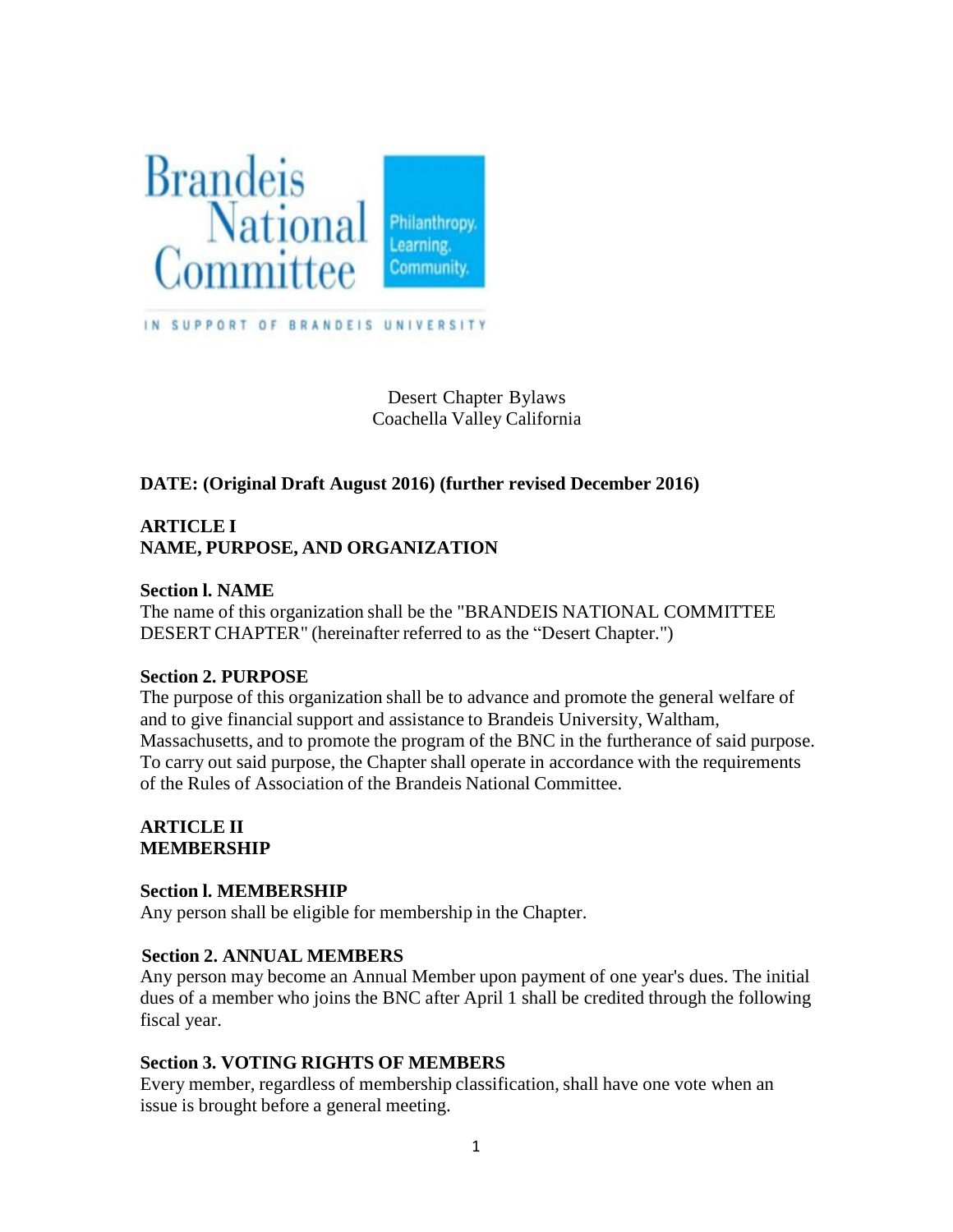Brandeis National Committee

Philanthropy. Learning. Community.

IN SUPPORT OF BRANDEIS UNIVERSITY

Desert Chapter Bylaws
Coachella Valley California

**DATE: (Original Draft August 2016) (further revised December 2016)**

## ARTICLE I
## NAME, PURPOSE, AND ORGANIZATION

### Section l. NAME

The name of this organization shall be the "BRANDEIS NATIONAL COMMITTEE DESERT CHAPTER" (hereinafter referred to as the “Desert Chapter.")

### Section 2. PURPOSE

The purpose of this organization shall be to advance and promote the general welfare of and to give financial support and assistance to Brandeis University, Waltham, Massachusetts, and to promote the program of the BNC in the furtherance of said purpose. To carry out said purpose, the Chapter shall operate in accordance with the requirements of the Rules of Association of the Brandeis National Committee.

## ARTICLE II
## MEMBERSHIP

### Section l. MEMBERSHIP

Any person shall be eligible for membership in the Chapter.

### Section 2. ANNUAL MEMBERS

Any person may become an Annual Member upon payment of one year's dues. The initial dues of a member who joins the BNC after April 1 shall be credited through the following fiscal year.

### Section 3. VOTING RIGHTS OF MEMBERS

Every member, regardless of membership classification, shall have one vote when an issue is brought before a general meeting.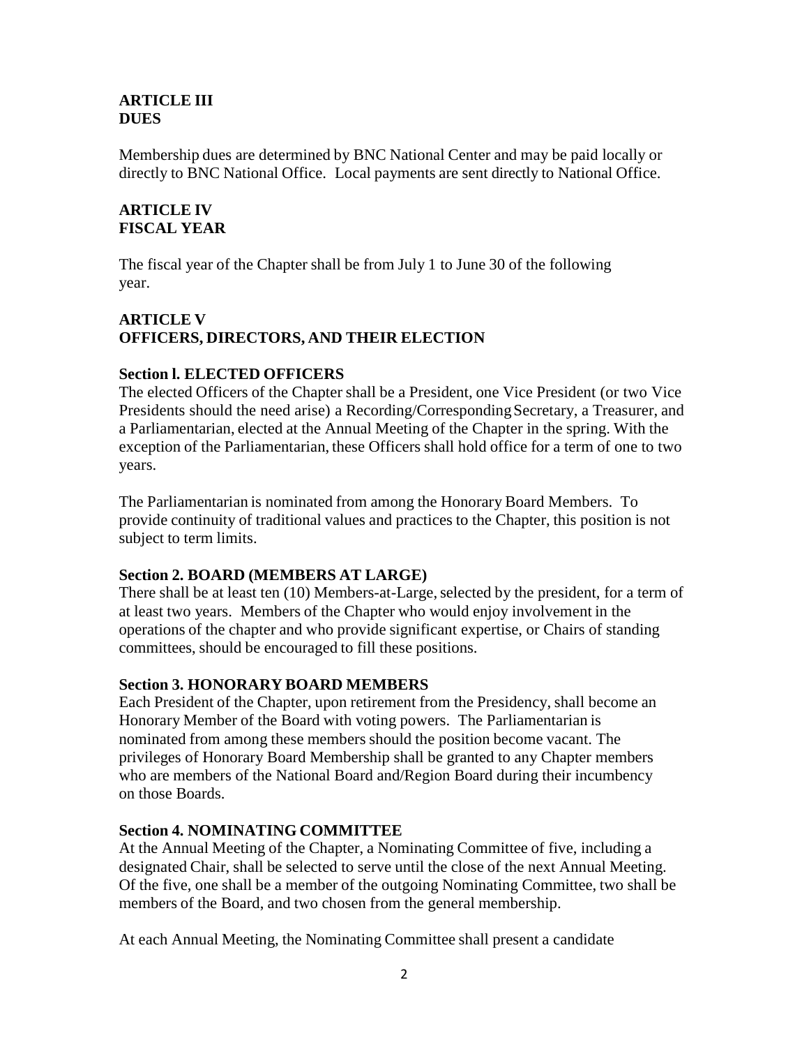## ARTICLE III
## DUES

Membership dues are determined by BNC National Center and may be paid locally or directly to BNC National Office. Local payments are sent directly to National Office.

## ARTICLE IV
## FISCAL YEAR

The fiscal year of the Chapter shall be from July 1 to June 30 of the following year.

## ARTICLE V
## OFFICERS, DIRECTORS, AND THEIR ELECTION

### Section l. ELECTED OFFICERS

The elected Officers of the Chapter shall be a President, one Vice President (or two Vice Presidents should the need arise) a Recording/Corresponding Secretary, a Treasurer, and a Parliamentarian, elected at the Annual Meeting of the Chapter in the spring. With the exception of the Parliamentarian, these Officers shall hold office for a term of one to two years.

The Parliamentarian is nominated from among the Honorary Board Members. To provide continuity of traditional values and practices to the Chapter, this position is not subject to term limits.

### Section 2. BOARD (MEMBERS AT LARGE)

There shall be at least ten (10) Members-at-Large, selected by the president, for a term of at least two years. Members of the Chapter who would enjoy involvement in the operations of the chapter and who provide significant expertise, or Chairs of standing committees, should be encouraged to fill these positions.

### Section 3. HONORARY BOARD MEMBERS

Each President of the Chapter, upon retirement from the Presidency, shall become an Honorary Member of the Board with voting powers. The Parliamentarian is nominated from among these members should the position become vacant. The privileges of Honorary Board Membership shall be granted to any Chapter members who are members of the National Board and/Region Board during their incumbency on those Boards.

### Section 4. NOMINATING COMMITTEE

At the Annual Meeting of the Chapter, a Nominating Committee of five, including a designated Chair, shall be selected to serve until the close of the next Annual Meeting. Of the five, one shall be a member of the outgoing Nominating Committee, two shall be members of the Board, and two chosen from the general membership.

At each Annual Meeting, the Nominating Committee shall present a candidate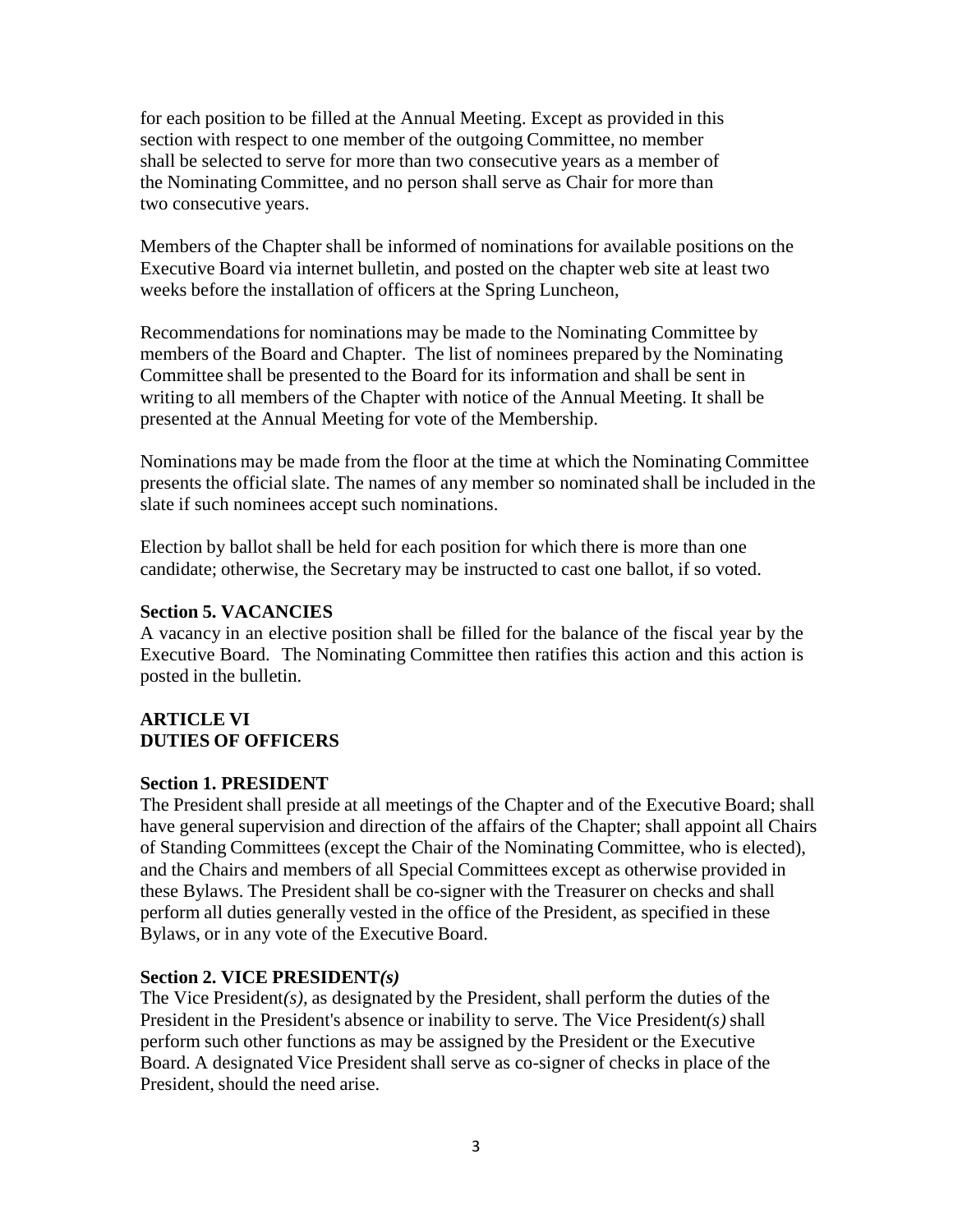for each position to be filled at the Annual Meeting. Except as provided in this section with respect to one member of the outgoing Committee, no member shall be selected to serve for more than two consecutive years as a member of the Nominating Committee, and no person shall serve as Chair for more than two consecutive years.

Members of the Chapter shall be informed of nominations for available positions on the Executive Board via internet bulletin, and posted on the chapter web site at least two weeks before the installation of officers at the Spring Luncheon,

Recommendations for nominations may be made to the Nominating Committee by members of the Board and Chapter. The list of nominees prepared by the Nominating Committee shall be presented to the Board for its information and shall be sent in writing to all members of the Chapter with notice of the Annual Meeting. It shall be presented at the Annual Meeting for vote of the Membership.

Nominations may be made from the floor at the time at which the Nominating Committee presents the official slate. The names of any member so nominated shall be included in the slate if such nominees accept such nominations.

Election by ballot shall be held for each position for which there is more than one candidate; otherwise, the Secretary may be instructed to cast one ballot, if so voted.

**Section 5. VACANCIES**

A vacancy in an elective position shall be filled for the balance of the fiscal year by the Executive Board. The Nominating Committee then ratifies this action and this action is posted in the bulletin.

## ARTICLE VI
## DUTIES OF OFFICERS

**Section 1. PRESIDENT**

The President shall preside at all meetings of the Chapter and of the Executive Board; shall have general supervision and direction of the affairs of the Chapter; shall appoint all Chairs of Standing Committees (except the Chair of the Nominating Committee, who is elected), and the Chairs and members of all Special Committees except as otherwise provided in these Bylaws. The President shall be co-signer with the Treasurer on checks and shall perform all duties generally vested in the office of the President, as specified in these Bylaws, or in any vote of the Executive Board.

**Section 2. VICE PRESIDENT*(s)***

The Vice President*(s)*, as designated by the President, shall perform the duties of the President in the President's absence or inability to serve. The Vice President*(s)* shall perform such other functions as may be assigned by the President or the Executive Board. A designated Vice President shall serve as co-signer of checks in place of the President, should the need arise.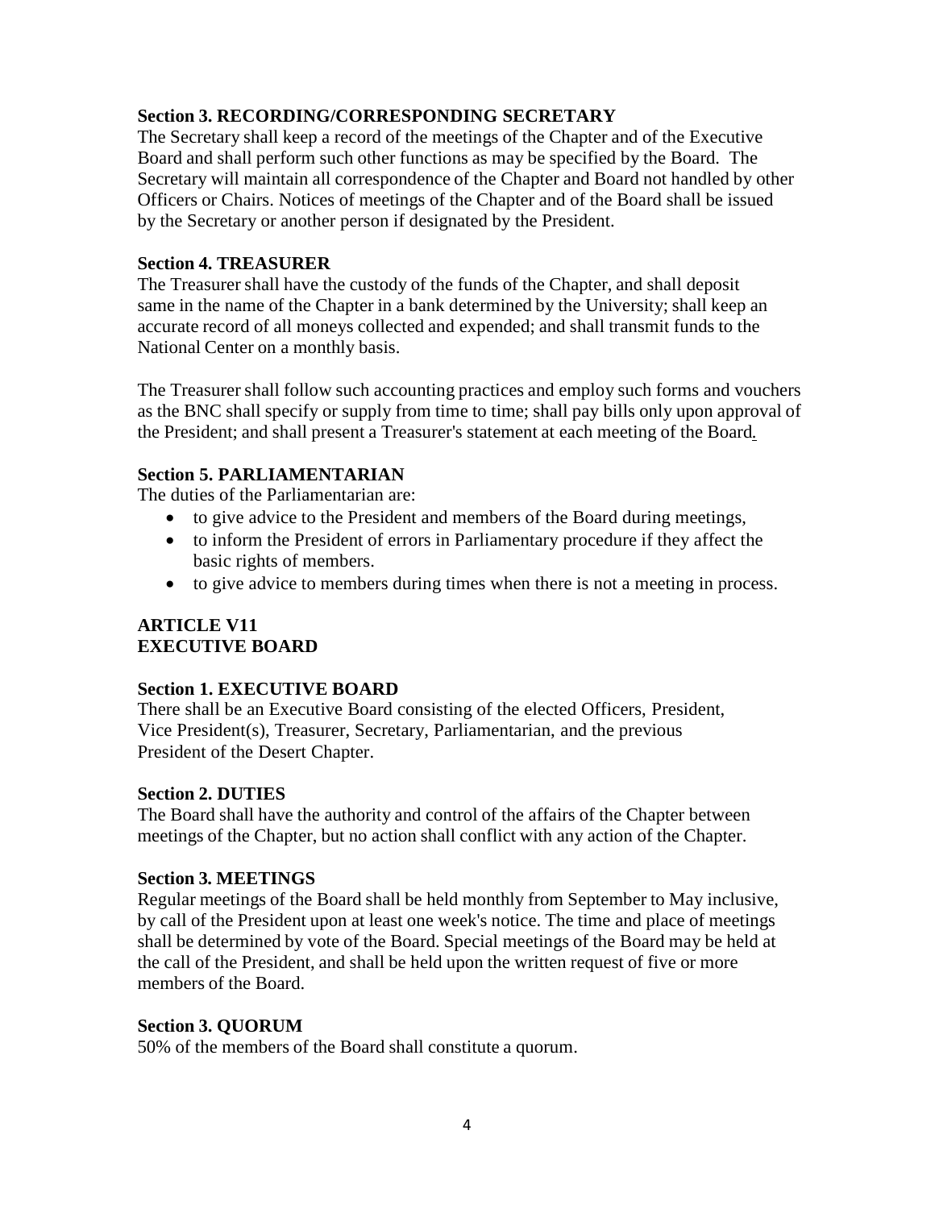### Section 3. RECORDING/CORRESPONDING SECRETARY

The Secretary shall keep a record of the meetings of the Chapter and of the Executive Board and shall perform such other functions as may be specified by the Board. The Secretary will maintain all correspondence of the Chapter and Board not handled by other Officers or Chairs. Notices of meetings of the Chapter and of the Board shall be issued by the Secretary or another person if designated by the President.

### Section 4. TREASURER

The Treasurer shall have the custody of the funds of the Chapter, and shall deposit same in the name of the Chapter in a bank determined by the University; shall keep an accurate record of all moneys collected and expended; and shall transmit funds to the National Center on a monthly basis.

The Treasurer shall follow such accounting practices and employ such forms and vouchers as the BNC shall specify or supply from time to time; shall pay bills only upon approval of the President; and shall present a Treasurer's statement at each meeting of the Board.

### Section 5. PARLIAMENTARIAN

The duties of the Parliamentarian are:

- to give advice to the President and members of the Board during meetings,
- to inform the President of errors in Parliamentary procedure if they affect the basic rights of members.
- to give advice to members during times when there is not a meeting in process.

## ARTICLE V11
## EXECUTIVE BOARD

### Section 1. EXECUTIVE BOARD

There shall be an Executive Board consisting of the elected Officers, President, Vice President(s), Treasurer, Secretary, Parliamentarian, and the previous President of the Desert Chapter.

### Section 2. DUTIES

The Board shall have the authority and control of the affairs of the Chapter between meetings of the Chapter, but no action shall conflict with any action of the Chapter.

### Section 3. MEETINGS

Regular meetings of the Board shall be held monthly from September to May inclusive, by call of the President upon at least one week's notice. The time and place of meetings shall be determined by vote of the Board. Special meetings of the Board may be held at the call of the President, and shall be held upon the written request of five or more members of the Board.

### Section 3. QUORUM

50% of the members of the Board shall constitute a quorum.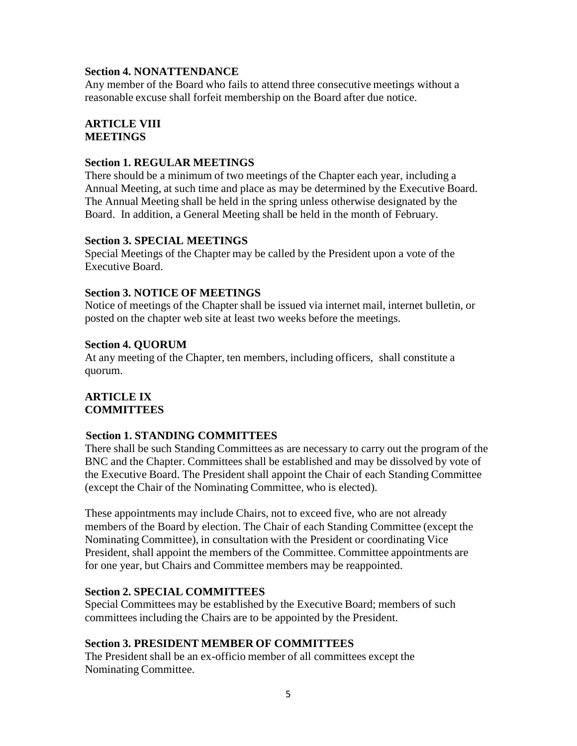**Section 4. NONATTENDANCE**

Any member of the Board who fails to attend three consecutive meetings without a reasonable excuse shall forfeit membership on the Board after due notice.

## ARTICLE VIII
## MEETINGS

**Section 1. REGULAR MEETINGS**

There should be a minimum of two meetings of the Chapter each year, including a Annual Meeting, at such time and place as may be determined by the Executive Board. The Annual Meeting shall be held in the spring unless otherwise designated by the Board. In addition, a General Meeting shall be held in the month of February.

**Section 3. SPECIAL MEETINGS**

Special Meetings of the Chapter may be called by the President upon a vote of the Executive Board.

**Section 3. NOTICE OF MEETINGS**

Notice of meetings of the Chapter shall be issued via internet mail, internet bulletin, or posted on the chapter web site at least two weeks before the meetings.

**Section 4. QUORUM**

At any meeting of the Chapter, ten members, including officers, shall constitute a quorum.

## ARTICLE IX
## COMMITTEES

**Section 1. STANDING COMMITTEES**

There shall be such Standing Committees as are necessary to carry out the program of the BNC and the Chapter. Committees shall be established and may be dissolved by vote of the Executive Board. The President shall appoint the Chair of each Standing Committee (except the Chair of the Nominating Committee, who is elected).

These appointments may include Chairs, not to exceed five, who are not already members of the Board by election. The Chair of each Standing Committee (except the Nominating Committee), in consultation with the President or coordinating Vice President, shall appoint the members of the Committee. Committee appointments are for one year, but Chairs and Committee members may be reappointed.

**Section 2. SPECIAL COMMITTEES**

Special Committees may be established by the Executive Board; members of such committees including the Chairs are to be appointed by the President.

**Section 3. PRESIDENT MEMBER OF COMMITTEES**

The President shall be an ex-officio member of all committees except the Nominating Committee.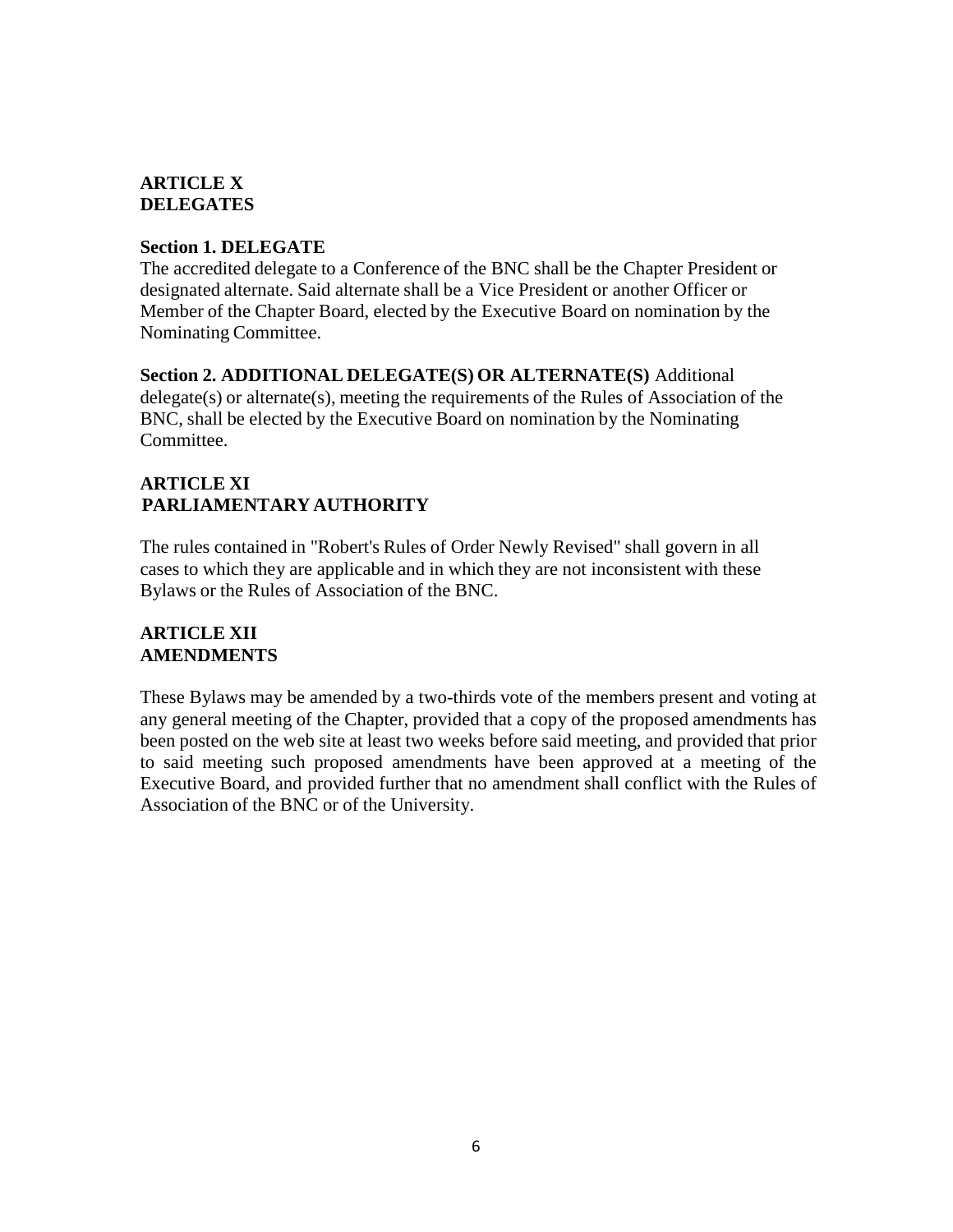## ARTICLE X
## DELEGATES

**Section 1. DELEGATE**

The accredited delegate to a Conference of the BNC shall be the Chapter President or designated alternate. Said alternate shall be a Vice President or another Officer or Member of the Chapter Board, elected by the Executive Board on nomination by the Nominating Committee.

**Section 2. ADDITIONAL DELEGATE(S) OR ALTERNATE(S)** Additional delegate(s) or alternate(s), meeting the requirements of the Rules of Association of the BNC, shall be elected by the Executive Board on nomination by the Nominating Committee.

## ARTICLE XI
## PARLIAMENTARY AUTHORITY

The rules contained in "Robert's Rules of Order Newly Revised" shall govern in all cases to which they are applicable and in which they are not inconsistent with these Bylaws or the Rules of Association of the BNC.

## ARTICLE XII
## AMENDMENTS

These Bylaws may be amended by a two-thirds vote of the members present and voting at any general meeting of the Chapter, provided that a copy of the proposed amendments has been posted on the web site at least two weeks before said meeting, and provided that prior to said meeting such proposed amendments have been approved at a meeting of the Executive Board, and provided further that no amendment shall conflict with the Rules of Association of the BNC or of the University.